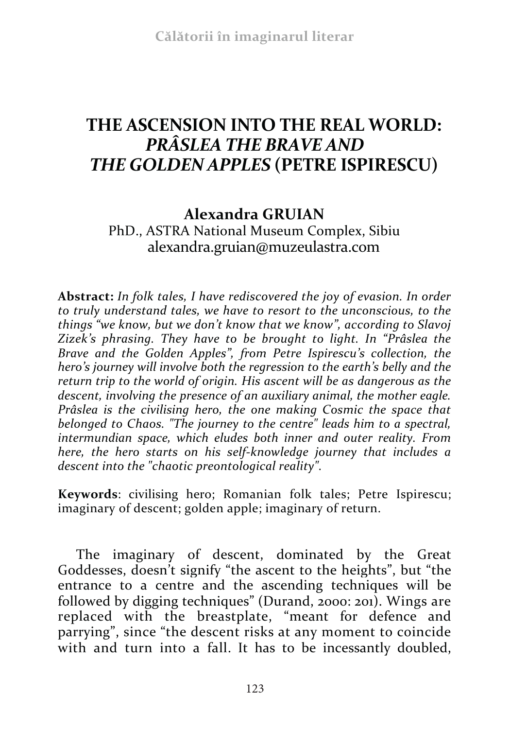# THE ASCENSION INTO THE REAL WORLD: *PRÂSLEA THE BRAVE AND THE GOLDEN APPLES* (PETRE ISPIRESCU)

**Alexandra GRUIAN**
PhD., ASTRA National Museum Complex, Sibiu
alexandra.gruian@muzeulastra.com

**Abstract:** *In folk tales, I have rediscovered the joy of evasion. In order to truly understand tales, we have to resort to the unconscious, to the things "we know, but we don't know that we know", according to Slavoj Zizek's phrasing. They have to be brought to light. In "Prâslea the Brave and the Golden Apples", from Petre Ispirescu's collection, the hero's journey will involve both the regression to the earth's belly and the return trip to the world of origin. His ascent will be as dangerous as the descent, involving the presence of an auxiliary animal, the mother eagle. Prâslea is the civilising hero, the one making Cosmic the space that belonged to Chaos. "The journey to the centre" leads him to a spectral, intermundian space, which eludes both inner and outer reality. From here, the hero starts on his self-knowledge journey that includes a descent into the "chaotic preontological reality".*

**Keywords**: civilising hero; Romanian folk tales; Petre Ispirescu; imaginary of descent; golden apple; imaginary of return.

The imaginary of descent, dominated by the Great Goddesses, doesn't signify "the ascent to the heights", but "the entrance to a centre and the ascending techniques will be followed by digging techniques" (Durand, 2000: 201). Wings are replaced with the breastplate, "meant for defence and parrying", since "the descent risks at any moment to coincide with and turn into a fall. It has to be incessantly doubled,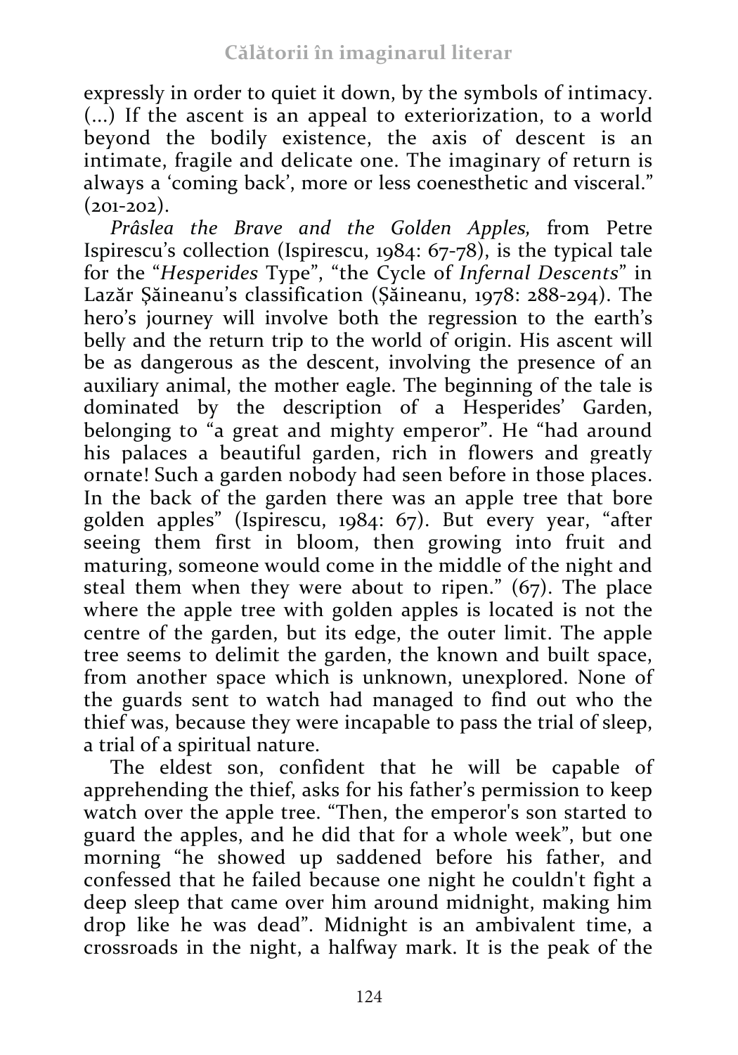expressly in order to quiet it down, by the symbols of intimacy. (...) If the ascent is an appeal to exteriorization, to a world beyond the bodily existence, the axis of descent is an intimate, fragile and delicate one. The imaginary of return is always a 'coming back', more or less coenesthetic and visceral." (201-202).

*Prâslea the Brave and the Golden Apples,* from Petre Ispirescu's collection (Ispirescu, 1984: 67-78), is the typical tale for the "*Hesperides* Type", "the Cycle of *Infernal Descents*" in Lazăr Șăineanu's classification (Șăineanu, 1978: 288-294). The hero's journey will involve both the regression to the earth's belly and the return trip to the world of origin. His ascent will be as dangerous as the descent, involving the presence of an auxiliary animal, the mother eagle. The beginning of the tale is dominated by the description of a Hesperides' Garden, belonging to "a great and mighty emperor". He "had around his palaces a beautiful garden, rich in flowers and greatly ornate! Such a garden nobody had seen before in those places. In the back of the garden there was an apple tree that bore golden apples" (Ispirescu, 1984: 67). But every year, "after seeing them first in bloom, then growing into fruit and maturing, someone would come in the middle of the night and steal them when they were about to ripen." (67). The place where the apple tree with golden apples is located is not the centre of the garden, but its edge, the outer limit. The apple tree seems to delimit the garden, the known and built space, from another space which is unknown, unexplored. None of the guards sent to watch had managed to find out who the thief was, because they were incapable to pass the trial of sleep, a trial of a spiritual nature.

The eldest son, confident that he will be capable of apprehending the thief, asks for his father's permission to keep watch over the apple tree. "Then, the emperor's son started to guard the apples, and he did that for a whole week", but one morning "he showed up saddened before his father, and confessed that he failed because one night he couldn't fight a deep sleep that came over him around midnight, making him drop like he was dead". Midnight is an ambivalent time, a crossroads in the night, a halfway mark. It is the peak of the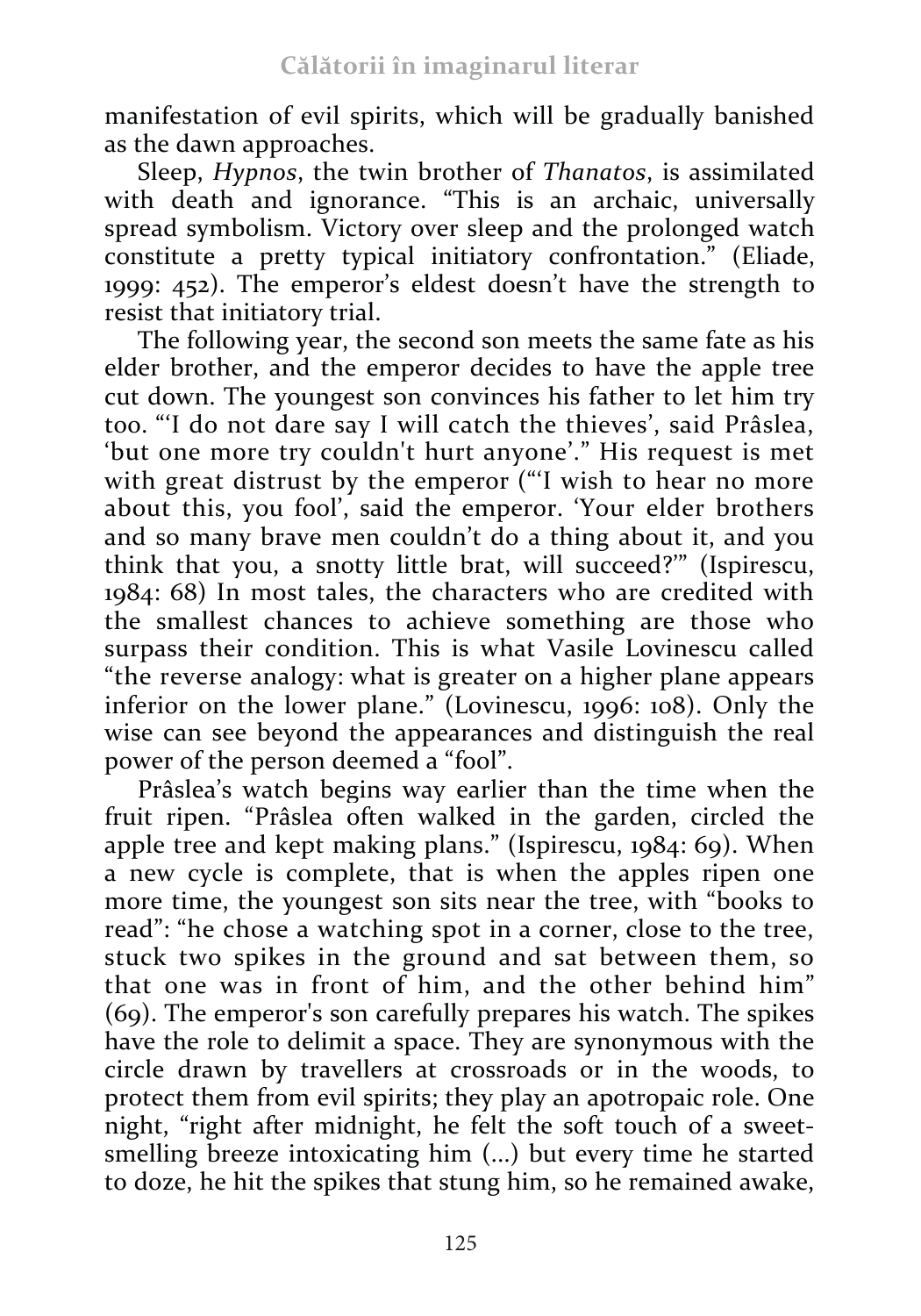manifestation of evil spirits, which will be gradually banished as the dawn approaches.

Sleep, *Hypnos*, the twin brother of *Thanatos*, is assimilated with death and ignorance. "This is an archaic, universally spread symbolism. Victory over sleep and the prolonged watch constitute a pretty typical initiatory confrontation." (Eliade, 1999: 452). The emperor's eldest doesn't have the strength to resist that initiatory trial.

The following year, the second son meets the same fate as his elder brother, and the emperor decides to have the apple tree cut down. The youngest son convinces his father to let him try too. "'I do not dare say I will catch the thieves', said Prâslea, 'but one more try couldn't hurt anyone'." His request is met with great distrust by the emperor ("'I wish to hear no more about this, you fool', said the emperor. 'Your elder brothers and so many brave men couldn't do a thing about it, and you think that you, a snotty little brat, will succeed?'" (Ispirescu, 1984: 68) In most tales, the characters who are credited with the smallest chances to achieve something are those who surpass their condition. This is what Vasile Lovinescu called "the reverse analogy: what is greater on a higher plane appears inferior on the lower plane." (Lovinescu, 1996: 108). Only the wise can see beyond the appearances and distinguish the real power of the person deemed a "fool".

Prâslea's watch begins way earlier than the time when the fruit ripen. "Prâslea often walked in the garden, circled the apple tree and kept making plans." (Ispirescu, 1984: 69). When a new cycle is complete, that is when the apples ripen one more time, the youngest son sits near the tree, with "books to read": "he chose a watching spot in a corner, close to the tree, stuck two spikes in the ground and sat between them, so that one was in front of him, and the other behind him" (69). The emperor's son carefully prepares his watch. The spikes have the role to delimit a space. They are synonymous with the circle drawn by travellers at crossroads or in the woods, to protect them from evil spirits; they play an apotropaic role. One night, "right after midnight, he felt the soft touch of a sweet-smelling breeze intoxicating him (...) but every time he started to doze, he hit the spikes that stung him, so he remained awake,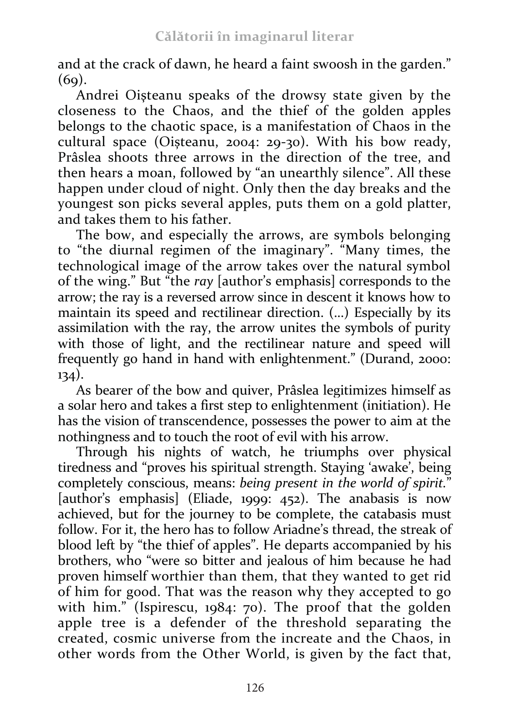and at the crack of dawn, he heard a faint swoosh in the garden." (69).

Andrei Oișteanu speaks of the drowsy state given by the closeness to the Chaos, and the thief of the golden apples belongs to the chaotic space, is a manifestation of Chaos in the cultural space (Oișteanu, 2004: 29-30). With his bow ready, Prâslea shoots three arrows in the direction of the tree, and then hears a moan, followed by "an unearthly silence". All these happen under cloud of night. Only then the day breaks and the youngest son picks several apples, puts them on a gold platter, and takes them to his father.

The bow, and especially the arrows, are symbols belonging to "the diurnal regimen of the imaginary". "Many times, the technological image of the arrow takes over the natural symbol of the wing." But "the *ray* [author's emphasis] corresponds to the arrow; the ray is a reversed arrow since in descent it knows how to maintain its speed and rectilinear direction. (...) Especially by its assimilation with the ray, the arrow unites the symbols of purity with those of light, and the rectilinear nature and speed will frequently go hand in hand with enlightenment." (Durand, 2000: 134).

As bearer of the bow and quiver, Prâslea legitimizes himself as a solar hero and takes a first step to enlightenment (initiation). He has the vision of transcendence, possesses the power to aim at the nothingness and to touch the root of evil with his arrow.

Through his nights of watch, he triumphs over physical tiredness and "proves his spiritual strength. Staying 'awake', being completely conscious, means: *being present in the world of spirit.*" [author's emphasis] (Eliade, 1999: 452). The anabasis is now achieved, but for the journey to be complete, the catabasis must follow. For it, the hero has to follow Ariadne's thread, the streak of blood left by "the thief of apples". He departs accompanied by his brothers, who "were so bitter and jealous of him because he had proven himself worthier than them, that they wanted to get rid of him for good. That was the reason why they accepted to go with him." (Ispirescu, 1984: 70). The proof that the golden apple tree is a defender of the threshold separating the created, cosmic universe from the increate and the Chaos, in other words from the Other World, is given by the fact that,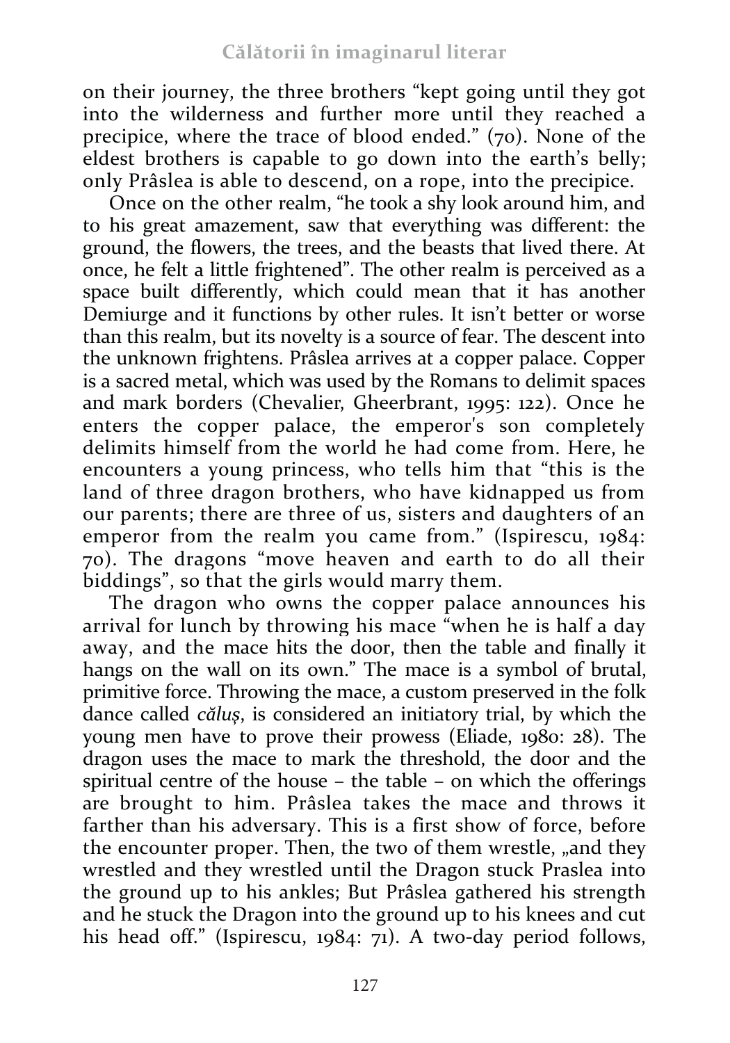on their journey, the three brothers "kept going until they got into the wilderness and further more until they reached a precipice, where the trace of blood ended." (70). None of the eldest brothers is capable to go down into the earth's belly; only Prâslea is able to descend, on a rope, into the precipice.

Once on the other realm, "he took a shy look around him, and to his great amazement, saw that everything was different: the ground, the flowers, the trees, and the beasts that lived there. At once, he felt a little frightened". The other realm is perceived as a space built differently, which could mean that it has another Demiurge and it functions by other rules. It isn't better or worse than this realm, but its novelty is a source of fear. The descent into the unknown frightens. Prâslea arrives at a copper palace. Copper is a sacred metal, which was used by the Romans to delimit spaces and mark borders (Chevalier, Gheerbrant, 1995: 122). Once he enters the copper palace, the emperor's son completely delimits himself from the world he had come from. Here, he encounters a young princess, who tells him that "this is the land of three dragon brothers, who have kidnapped us from our parents; there are three of us, sisters and daughters of an emperor from the realm you came from." (Ispirescu, 1984: 70). The dragons "move heaven and earth to do all their biddings", so that the girls would marry them.

The dragon who owns the copper palace announces his arrival for lunch by throwing his mace "when he is half a day away, and the mace hits the door, then the table and finally it hangs on the wall on its own." The mace is a symbol of brutal, primitive force. Throwing the mace, a custom preserved in the folk dance called *căluș*, is considered an initiatory trial, by which the young men have to prove their prowess (Eliade, 1980: 28). The dragon uses the mace to mark the threshold, the door and the spiritual centre of the house – the table – on which the offerings are brought to him. Prâslea takes the mace and throws it farther than his adversary. This is a first show of force, before the encounter proper. Then, the two of them wrestle, „and they wrestled and they wrestled until the Dragon stuck Praslea into the ground up to his ankles; But Prâslea gathered his strength and he stuck the Dragon into the ground up to his knees and cut his head off." (Ispirescu, 1984: 71). A two-day period follows,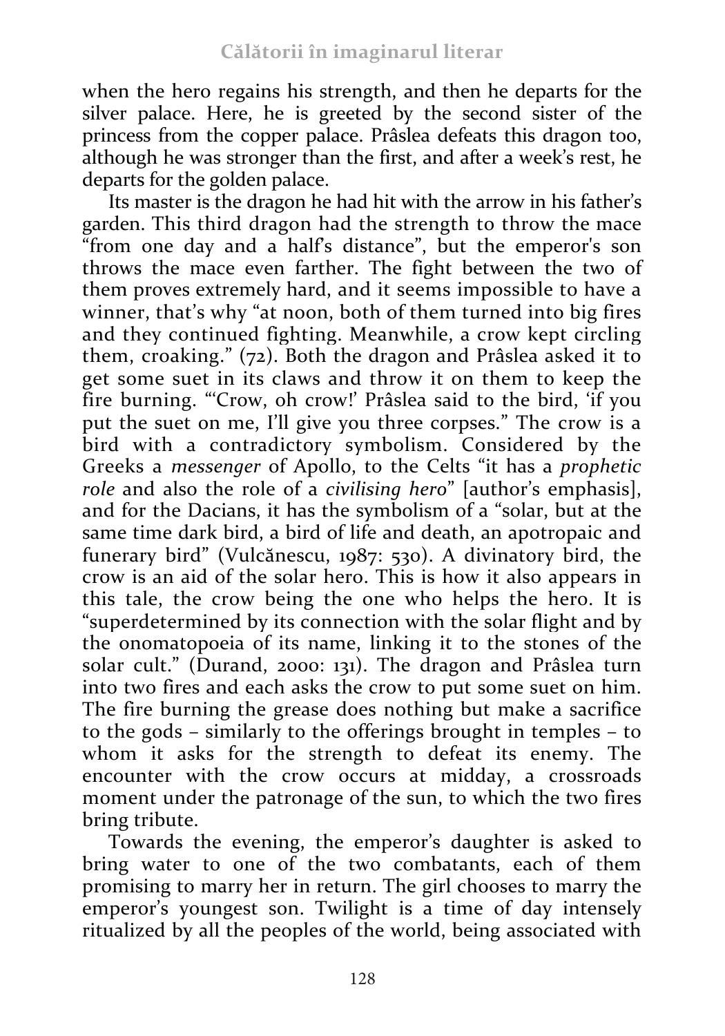when the hero regains his strength, and then he departs for the silver palace. Here, he is greeted by the second sister of the princess from the copper palace. Prâslea defeats this dragon too, although he was stronger than the first, and after a week's rest, he departs for the golden palace.

Its master is the dragon he had hit with the arrow in his father's garden. This third dragon had the strength to throw the mace "from one day and a half's distance", but the emperor's son throws the mace even farther. The fight between the two of them proves extremely hard, and it seems impossible to have a winner, that's why "at noon, both of them turned into big fires and they continued fighting. Meanwhile, a crow kept circling them, croaking." (72). Both the dragon and Prâslea asked it to get some suet in its claws and throw it on them to keep the fire burning. "'Crow, oh crow!' Prâslea said to the bird, 'if you put the suet on me, I'll give you three corpses." The crow is a bird with a contradictory symbolism. Considered by the Greeks a *messenger* of Apollo, to the Celts "it has a *prophetic role* and also the role of a *civilising hero*" [author's emphasis], and for the Dacians, it has the symbolism of a "solar, but at the same time dark bird, a bird of life and death, an apotropaic and funerary bird" (Vulcănescu, 1987: 530). A divinatory bird, the crow is an aid of the solar hero. This is how it also appears in this tale, the crow being the one who helps the hero. It is "superdetermined by its connection with the solar flight and by the onomatopoeia of its name, linking it to the stones of the solar cult." (Durand, 2000: 131). The dragon and Prâslea turn into two fires and each asks the crow to put some suet on him. The fire burning the grease does nothing but make a sacrifice to the gods – similarly to the offerings brought in temples – to whom it asks for the strength to defeat its enemy. The encounter with the crow occurs at midday, a crossroads moment under the patronage of the sun, to which the two fires bring tribute.

Towards the evening, the emperor's daughter is asked to bring water to one of the two combatants, each of them promising to marry her in return. The girl chooses to marry the emperor's youngest son. Twilight is a time of day intensely ritualized by all the peoples of the world, being associated with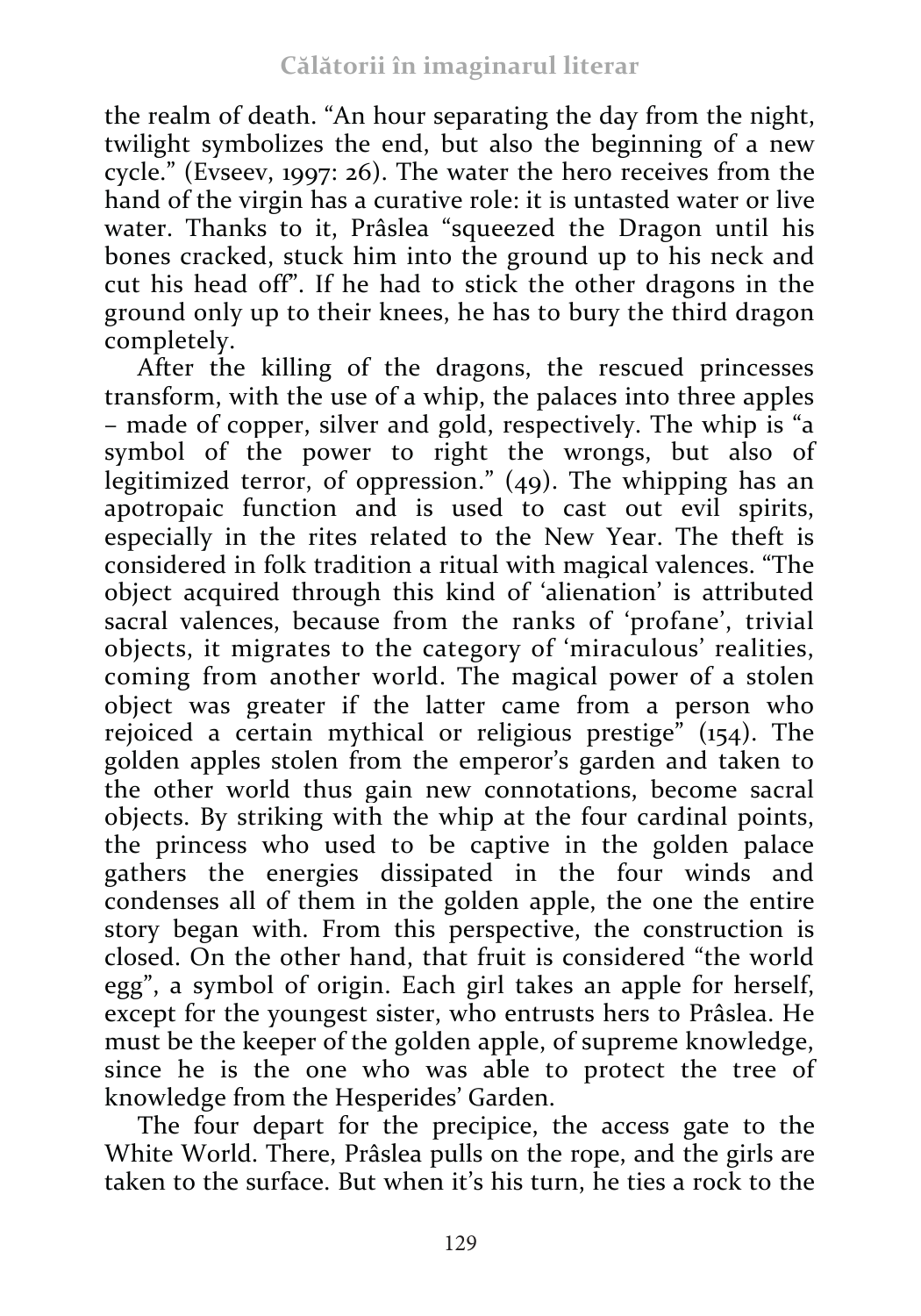the realm of death. "An hour separating the day from the night, twilight symbolizes the end, but also the beginning of a new cycle." (Evseev, 1997: 26). The water the hero receives from the hand of the virgin has a curative role: it is untasted water or live water. Thanks to it, Prâslea "squeezed the Dragon until his bones cracked, stuck him into the ground up to his neck and cut his head off". If he had to stick the other dragons in the ground only up to their knees, he has to bury the third dragon completely.

After the killing of the dragons, the rescued princesses transform, with the use of a whip, the palaces into three apples – made of copper, silver and gold, respectively. The whip is "a symbol of the power to right the wrongs, but also of legitimized terror, of oppression." (49). The whipping has an apotropaic function and is used to cast out evil spirits, especially in the rites related to the New Year. The theft is considered in folk tradition a ritual with magical valences. "The object acquired through this kind of 'alienation' is attributed sacral valences, because from the ranks of 'profane', trivial objects, it migrates to the category of 'miraculous' realities, coming from another world. The magical power of a stolen object was greater if the latter came from a person who rejoiced a certain mythical or religious prestige" (154). The golden apples stolen from the emperor's garden and taken to the other world thus gain new connotations, become sacral objects. By striking with the whip at the four cardinal points, the princess who used to be captive in the golden palace gathers the energies dissipated in the four winds and condenses all of them in the golden apple, the one the entire story began with. From this perspective, the construction is closed. On the other hand, that fruit is considered "the world egg", a symbol of origin. Each girl takes an apple for herself, except for the youngest sister, who entrusts hers to Prâslea. He must be the keeper of the golden apple, of supreme knowledge, since he is the one who was able to protect the tree of knowledge from the Hesperides' Garden.

The four depart for the precipice, the access gate to the White World. There, Prâslea pulls on the rope, and the girls are taken to the surface. But when it's his turn, he ties a rock to the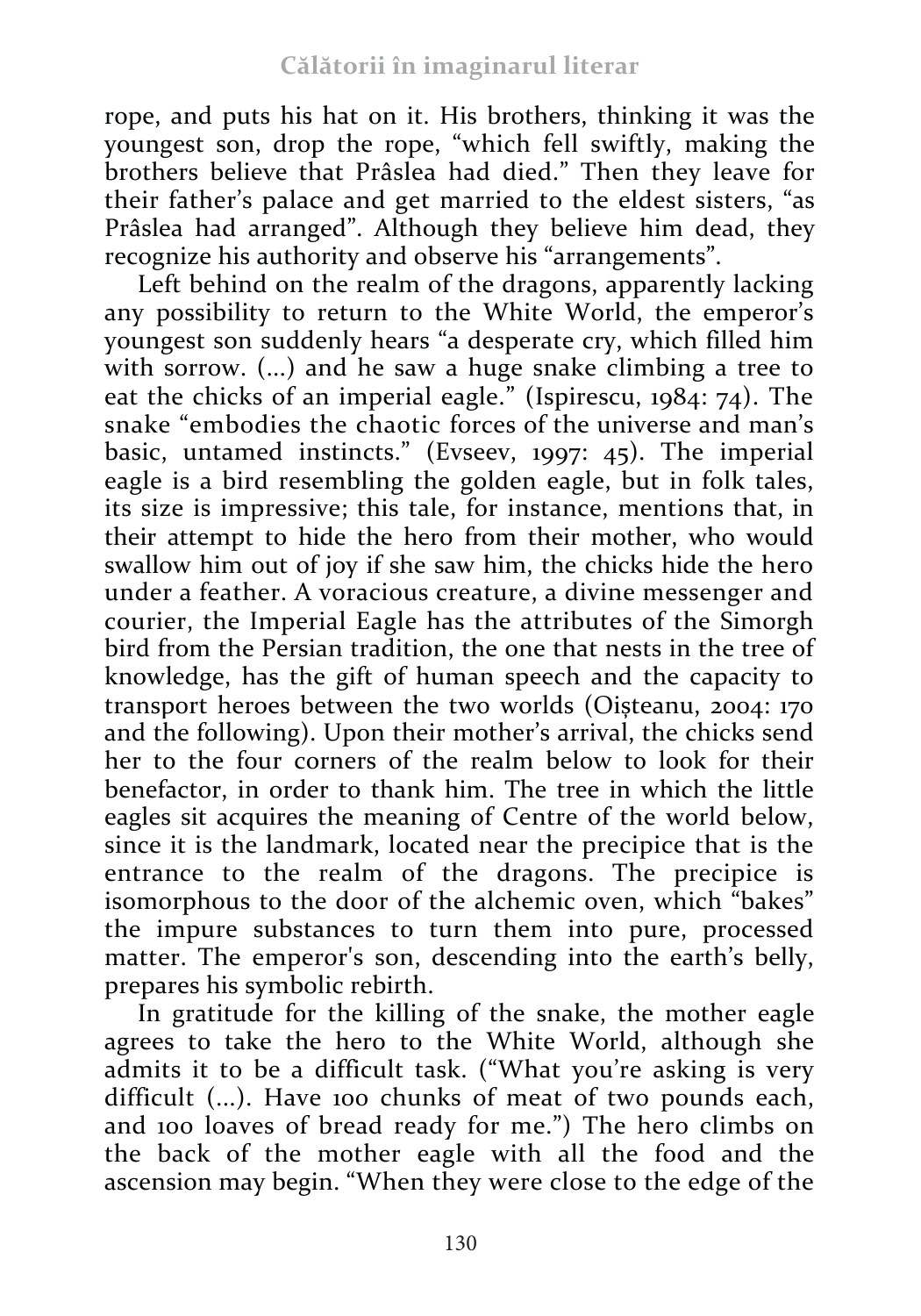rope, and puts his hat on it. His brothers, thinking it was the youngest son, drop the rope, "which fell swiftly, making the brothers believe that Prâslea had died." Then they leave for their father's palace and get married to the eldest sisters, "as Prâslea had arranged". Although they believe him dead, they recognize his authority and observe his "arrangements".

Left behind on the realm of the dragons, apparently lacking any possibility to return to the White World, the emperor's youngest son suddenly hears "a desperate cry, which filled him with sorrow. (...) and he saw a huge snake climbing a tree to eat the chicks of an imperial eagle." (Ispirescu, 1984: 74). The snake "embodies the chaotic forces of the universe and man's basic, untamed instincts." (Evseev, 1997: 45). The imperial eagle is a bird resembling the golden eagle, but in folk tales, its size is impressive; this tale, for instance, mentions that, in their attempt to hide the hero from their mother, who would swallow him out of joy if she saw him, the chicks hide the hero under a feather. A voracious creature, a divine messenger and courier, the Imperial Eagle has the attributes of the Simorgh bird from the Persian tradition, the one that nests in the tree of knowledge, has the gift of human speech and the capacity to transport heroes between the two worlds (Oișteanu, 2004: 170 and the following). Upon their mother's arrival, the chicks send her to the four corners of the realm below to look for their benefactor, in order to thank him. The tree in which the little eagles sit acquires the meaning of Centre of the world below, since it is the landmark, located near the precipice that is the entrance to the realm of the dragons. The precipice is isomorphous to the door of the alchemic oven, which "bakes" the impure substances to turn them into pure, processed matter. The emperor's son, descending into the earth's belly, prepares his symbolic rebirth.

In gratitude for the killing of the snake, the mother eagle agrees to take the hero to the White World, although she admits it to be a difficult task. ("What you're asking is very difficult (...). Have 100 chunks of meat of two pounds each, and 100 loaves of bread ready for me.") The hero climbs on the back of the mother eagle with all the food and the ascension may begin. "When they were close to the edge of the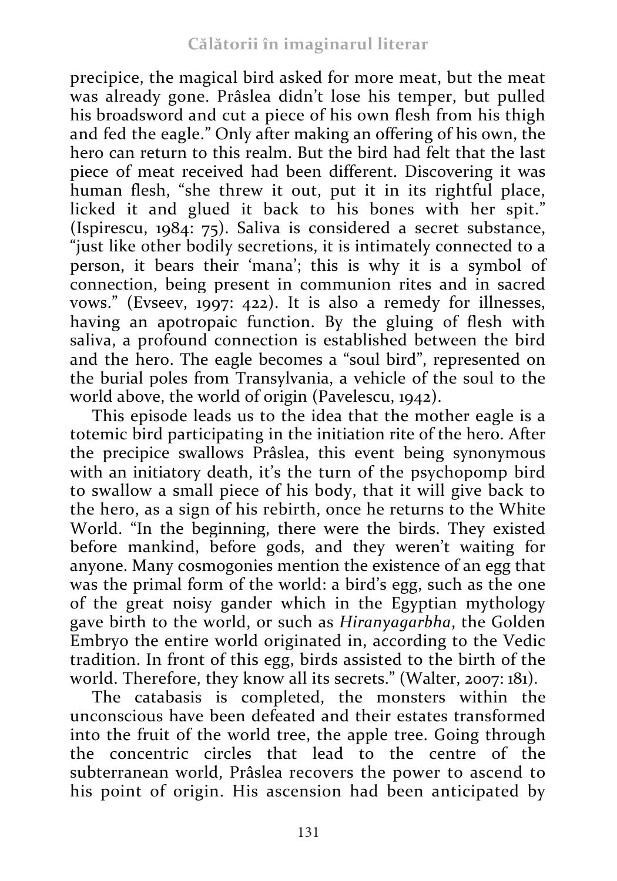precipice, the magical bird asked for more meat, but the meat was already gone. Prâslea didn't lose his temper, but pulled his broadsword and cut a piece of his own flesh from his thigh and fed the eagle." Only after making an offering of his own, the hero can return to this realm. But the bird had felt that the last piece of meat received had been different. Discovering it was human flesh, "she threw it out, put it in its rightful place, licked it and glued it back to his bones with her spit." (Ispirescu, 1984: 75). Saliva is considered a secret substance, "just like other bodily secretions, it is intimately connected to a person, it bears their 'mana'; this is why it is a symbol of connection, being present in communion rites and in sacred vows." (Evseev, 1997: 422). It is also a remedy for illnesses, having an apotropaic function. By the gluing of flesh with saliva, a profound connection is established between the bird and the hero. The eagle becomes a "soul bird", represented on the burial poles from Transylvania, a vehicle of the soul to the world above, the world of origin (Pavelescu, 1942).

This episode leads us to the idea that the mother eagle is a totemic bird participating in the initiation rite of the hero. After the precipice swallows Prâslea, this event being synonymous with an initiatory death, it's the turn of the psychopomp bird to swallow a small piece of his body, that it will give back to the hero, as a sign of his rebirth, once he returns to the White World. "In the beginning, there were the birds. They existed before mankind, before gods, and they weren't waiting for anyone. Many cosmogonies mention the existence of an egg that was the primal form of the world: a bird's egg, such as the one of the great noisy gander which in the Egyptian mythology gave birth to the world, or such as *Hiranyagarbha*, the Golden Embryo the entire world originated in, according to the Vedic tradition. In front of this egg, birds assisted to the birth of the world. Therefore, they know all its secrets." (Walter, 2007: 181).

The catabasis is completed, the monsters within the unconscious have been defeated and their estates transformed into the fruit of the world tree, the apple tree. Going through the concentric circles that lead to the centre of the subterranean world, Prâslea recovers the power to ascend to his point of origin. His ascension had been anticipated by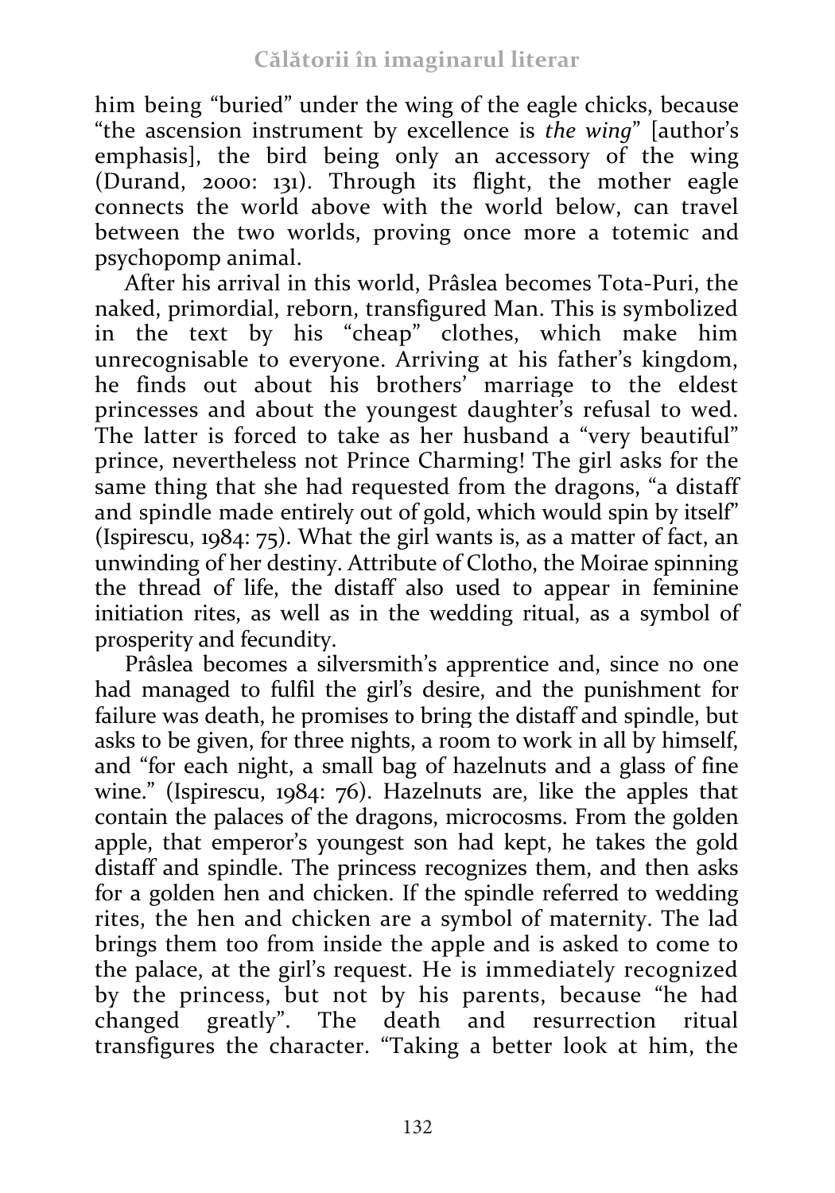him being "buried" under the wing of the eagle chicks, because "the ascension instrument by excellence is *the wing*" [author's emphasis], the bird being only an accessory of the wing (Durand, 2000: 131). Through its flight, the mother eagle connects the world above with the world below, can travel between the two worlds, proving once more a totemic and psychopomp animal.

After his arrival in this world, Prâslea becomes Tota-Puri, the naked, primordial, reborn, transfigured Man. This is symbolized in the text by his "cheap" clothes, which make him unrecognisable to everyone. Arriving at his father's kingdom, he finds out about his brothers' marriage to the eldest princesses and about the youngest daughter's refusal to wed. The latter is forced to take as her husband a "very beautiful" prince, nevertheless not Prince Charming! The girl asks for the same thing that she had requested from the dragons, "a distaff and spindle made entirely out of gold, which would spin by itself" (Ispirescu, 1984: 75). What the girl wants is, as a matter of fact, an unwinding of her destiny. Attribute of Clotho, the Moirae spinning the thread of life, the distaff also used to appear in feminine initiation rites, as well as in the wedding ritual, as a symbol of prosperity and fecundity.

Prâslea becomes a silversmith's apprentice and, since no one had managed to fulfil the girl's desire, and the punishment for failure was death, he promises to bring the distaff and spindle, but asks to be given, for three nights, a room to work in all by himself, and "for each night, a small bag of hazelnuts and a glass of fine wine." (Ispirescu, 1984: 76). Hazelnuts are, like the apples that contain the palaces of the dragons, microcosms. From the golden apple, that emperor's youngest son had kept, he takes the gold distaff and spindle. The princess recognizes them, and then asks for a golden hen and chicken. If the spindle referred to wedding rites, the hen and chicken are a symbol of maternity. The lad brings them too from inside the apple and is asked to come to the palace, at the girl's request. He is immediately recognized by the princess, but not by his parents, because "he had changed greatly". The death and resurrection ritual transfigures the character. "Taking a better look at him, the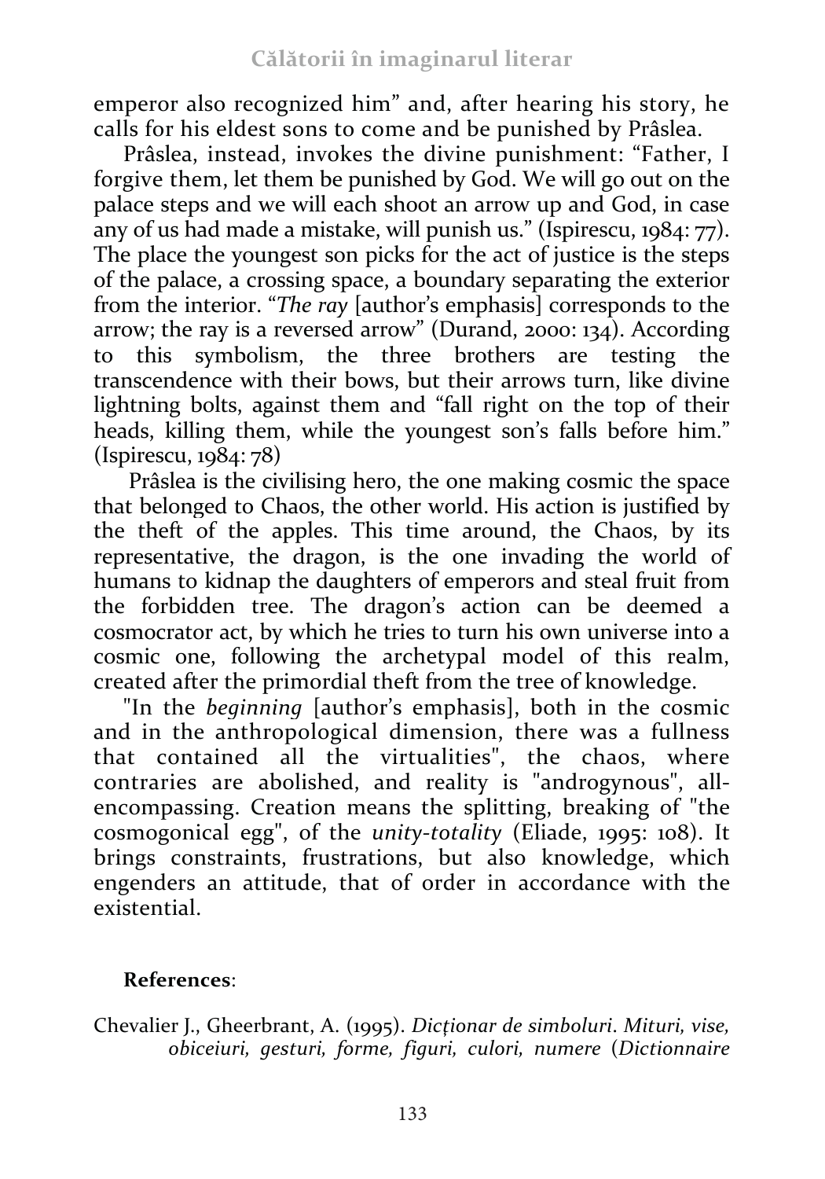emperor also recognized him" and, after hearing his story, he calls for his eldest sons to come and be punished by Prâslea.

Prâslea, instead, invokes the divine punishment: "Father, I forgive them, let them be punished by God. We will go out on the palace steps and we will each shoot an arrow up and God, in case any of us had made a mistake, will punish us." (Ispirescu, 1984: 77). The place the youngest son picks for the act of justice is the steps of the palace, a crossing space, a boundary separating the exterior from the interior. "*The ray* [author's emphasis] corresponds to the arrow; the ray is a reversed arrow" (Durand, 2000: 134). According to this symbolism, the three brothers are testing the transcendence with their bows, but their arrows turn, like divine lightning bolts, against them and "fall right on the top of their heads, killing them, while the youngest son's falls before him." (Ispirescu, 1984: 78)

Prâslea is the civilising hero, the one making cosmic the space that belonged to Chaos, the other world. His action is justified by the theft of the apples. This time around, the Chaos, by its representative, the dragon, is the one invading the world of humans to kidnap the daughters of emperors and steal fruit from the forbidden tree. The dragon's action can be deemed a cosmocrator act, by which he tries to turn his own universe into a cosmic one, following the archetypal model of this realm, created after the primordial theft from the tree of knowledge.

"In the *beginning* [author's emphasis], both in the cosmic and in the anthropological dimension, there was a fullness that contained all the virtualities", the chaos, where contraries are abolished, and reality is "androgynous", all-encompassing. Creation means the splitting, breaking of "the cosmogonical egg", of the *unity-totality* (Eliade, 1995: 108). It brings constraints, frustrations, but also knowledge, which engenders an attitude, that of order in accordance with the existential.

**References**:

Chevalier J., Gheerbrant, A. (1995). *Dicționar de simboluri. Mituri, vise, obiceiuri, gesturi, forme, figuri, culori, numere* (*Dictionnaire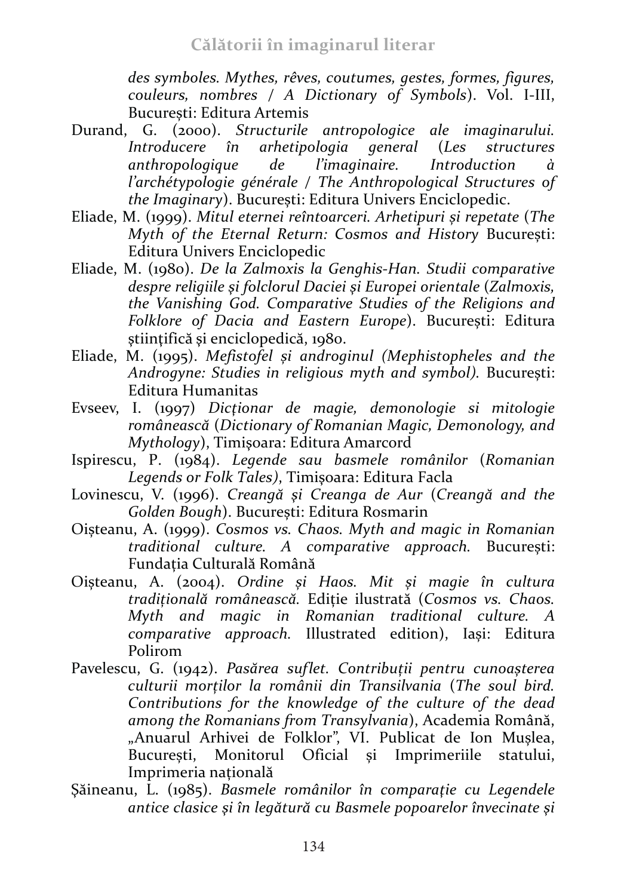*des symboles. Mythes, rêves, coutumes, gestes, formes, figures, couleurs, nombres / A Dictionary of Symbols*). Vol. I-III, București: Editura Artemis

Durand, G. (2000). *Structurile antropologice ale imaginarului. Introducere în arhetipologia general* (*Les structures anthropologique de l'imaginaire. Introduction à l'archétypologie générale / The Anthropological Structures of the Imaginary*). București: Editura Univers Enciclopedic.

Eliade, M. (1999). *Mitul eternei reîntoarceri. Arhetipuri și repetate* (*The Myth of the Eternal Return: Cosmos and History* București: Editura Univers Enciclopedic

Eliade, M. (1980). *De la Zalmoxis la Genghis-Han. Studii comparative despre religiile și folclorul Daciei și Europei orientale* (*Zalmoxis, the Vanishing God. Comparative Studies of the Religions and Folklore of Dacia and Eastern Europe*). București: Editura științifică și enciclopedică, 1980.

Eliade, M. (1995). *Mefistofel și androginul (Mephistopheles and the Androgyne: Studies in religious myth and symbol).* București: Editura Humanitas

Evseev, I. (1997) *Dicționar de magie, demonologie si mitologie românească* (*Dictionary of Romanian Magic, Demonology, and Mythology*), Timișoara: Editura Amarcord

Ispirescu, P. (1984). *Legende sau basmele românilor* (*Romanian Legends or Folk Tales)*, Timișoara: Editura Facla

Lovinescu, V. (1996). *Creangă și Creanga de Aur* (*Creangă and the Golden Bough*). București: Editura Rosmarin

Oișteanu, A. (1999). *Cosmos vs. Chaos. Myth and magic in Romanian traditional culture. A comparative approach.* București: Fundația Culturală Română

Oișteanu, A. (2004). *Ordine și Haos. Mit și magie în cultura tradițională românească.* Ediție ilustrată (*Cosmos vs. Chaos. Myth and magic in Romanian traditional culture. A comparative approach.* Illustrated edition), Iași: Editura Polirom

Pavelescu, G. (1942). *Pasărea suflet. Contribuții pentru cunoașterea culturii morților la românii din Transilvania* (*The soul bird. Contributions for the knowledge of the culture of the dead among the Romanians from Transylvania*), Academia Română, „Anuarul Arhivei de Folklor", VI. Publicat de Ion Mușlea, București, Monitorul Oficial și Imprimeriile statului, Imprimeria națională

Șăineanu, L. (1985). *Basmele românilor în comparație cu Legendele antice clasice și în legătură cu Basmele popoarelor învecinate și*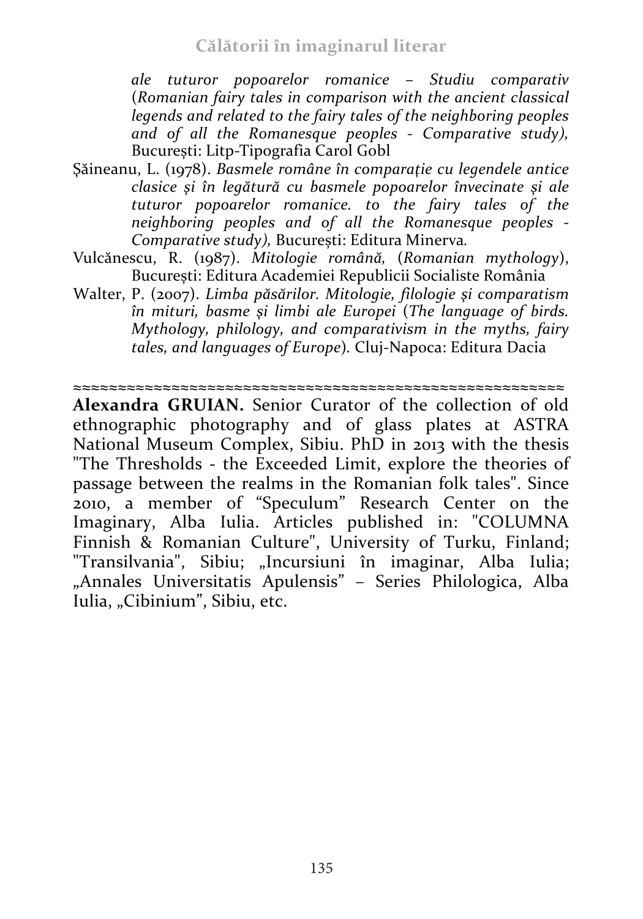*ale tuturor popoarelor romanice – Studiu comparativ* (*Romanian fairy tales in comparison with the ancient classical legends and related to the fairy tales of the neighboring peoples and of all the Romanesque peoples - Comparative study),* București: Litp-Tipografia Carol Gobl

Șăineanu, L. (1978). *Basmele române în comparație cu legendele antice clasice și în legătură cu basmele popoarelor învecinate și ale tuturor popoarelor romanice. to the fairy tales of the neighboring peoples and of all the Romanesque peoples - Comparative study),* București: Editura Minerva.

Vulcănescu, R. (1987). *Mitologie română,* (*Romanian mythology*), București: Editura Academiei Republicii Socialiste România

Walter, P. (2007). *Limba păsărilor. Mitologie, filologie și comparatism în mituri, basme și limbi ale Europei* (*The language of birds. Mythology, philology, and comparativism in the myths, fairy tales, and languages of Europe*). Cluj-Napoca: Editura Dacia

≈≈≈≈≈≈≈≈≈≈≈≈≈≈≈≈≈≈≈≈≈≈≈≈≈≈≈≈≈≈≈≈≈≈≈≈≈≈≈≈≈≈≈≈≈≈≈≈≈≈≈≈

**Alexandra GRUIAN.** Senior Curator of the collection of old ethnographic photography and of glass plates at ASTRA National Museum Complex, Sibiu. PhD in 2013 with the thesis "The Thresholds - the Exceeded Limit, explore the theories of passage between the realms in the Romanian folk tales". Since 2010, a member of "Speculum" Research Center on the Imaginary, Alba Iulia. Articles published in: "COLUMNA Finnish & Romanian Culture", University of Turku, Finland; "Transilvania", Sibiu; „Incursiuni în imaginar, Alba Iulia; „Annales Universitatis Apulensis" – Series Philologica, Alba Iulia, „Cibinium", Sibiu, etc.